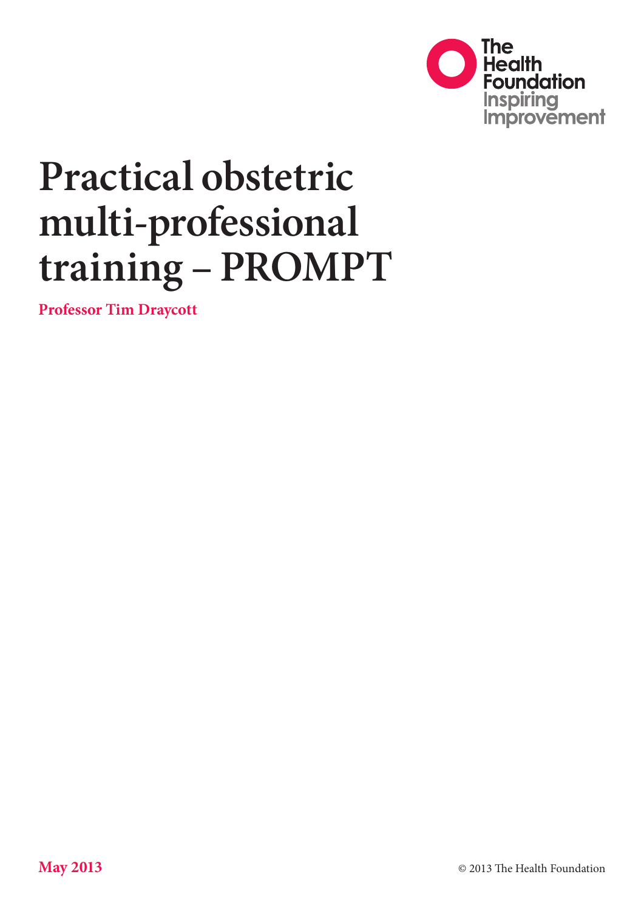The Health Foundation
Inspiring Improvement

# Practical obstetric multi-professional training – PROMPT

**Professor Tim Draycott**

**May 2013**

© 2013 The Health Foundation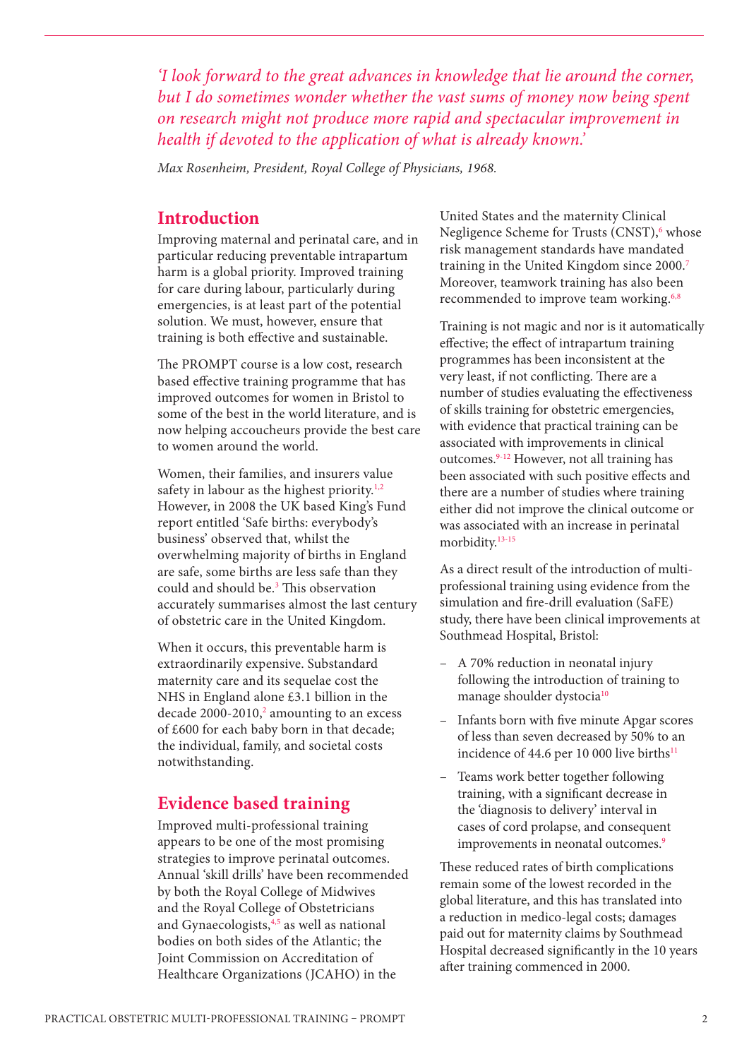*'I look forward to the great advances in knowledge that lie around the corner, but I do sometimes wonder whether the vast sums of money now being spent on research might not produce more rapid and spectacular improvement in health if devoted to the application of what is already known.'*

*Max Rosenheim, President, Royal College of Physicians, 1968.*

## Introduction

Improving maternal and perinatal care, and in particular reducing preventable intrapartum harm is a global priority. Improved training for care during labour, particularly during emergencies, is at least part of the potential solution. We must, however, ensure that training is both effective and sustainable.

The PROMPT course is a low cost, research based effective training programme that has improved outcomes for women in Bristol to some of the best in the world literature, and is now helping accoucheurs provide the best care to women around the world.

Women, their families, and insurers value safety in labour as the highest priority.[1,2] However, in 2008 the UK based King's Fund report entitled 'Safe births: everybody's business' observed that, whilst the overwhelming majority of births in England are safe, some births are less safe than they could and should be.[3] This observation accurately summarises almost the last century of obstetric care in the United Kingdom.

When it occurs, this preventable harm is extraordinarily expensive. Substandard maternity care and its sequelae cost the NHS in England alone £3.1 billion in the decade 2000-2010,[2] amounting to an excess of £600 for each baby born in that decade; the individual, family, and societal costs notwithstanding.

## Evidence based training

Improved multi-professional training appears to be one of the most promising strategies to improve perinatal outcomes. Annual 'skill drills' have been recommended by both the Royal College of Midwives and the Royal College of Obstetricians and Gynaecologists,[4,5] as well as national bodies on both sides of the Atlantic; the Joint Commission on Accreditation of Healthcare Organizations (JCAHO) in the United States and the maternity Clinical Negligence Scheme for Trusts (CNST),[6] whose risk management standards have mandated training in the United Kingdom since 2000.[7] Moreover, teamwork training has also been recommended to improve team working.[6,8]

Training is not magic and nor is it automatically effective; the effect of intrapartum training programmes has been inconsistent at the very least, if not conflicting. There are a number of studies evaluating the effectiveness of skills training for obstetric emergencies, with evidence that practical training can be associated with improvements in clinical outcomes.[9-12] However, not all training has been associated with such positive effects and there are a number of studies where training either did not improve the clinical outcome or was associated with an increase in perinatal morbidity.[13-15]

As a direct result of the introduction of multi-professional training using evidence from the simulation and fire-drill evaluation (SaFE) study, there have been clinical improvements at Southmead Hospital, Bristol:

- A 70% reduction in neonatal injury following the introduction of training to manage shoulder dystocia[10]
- Infants born with five minute Apgar scores of less than seven decreased by 50% to an incidence of 44.6 per 10 000 live births[11]
- Teams work better together following training, with a significant decrease in the 'diagnosis to delivery' interval in cases of cord prolapse, and consequent improvements in neonatal outcomes.[9]

These reduced rates of birth complications remain some of the lowest recorded in the global literature, and this has translated into a reduction in medico-legal costs; damages paid out for maternity claims by Southmead Hospital decreased significantly in the 10 years after training commenced in 2000.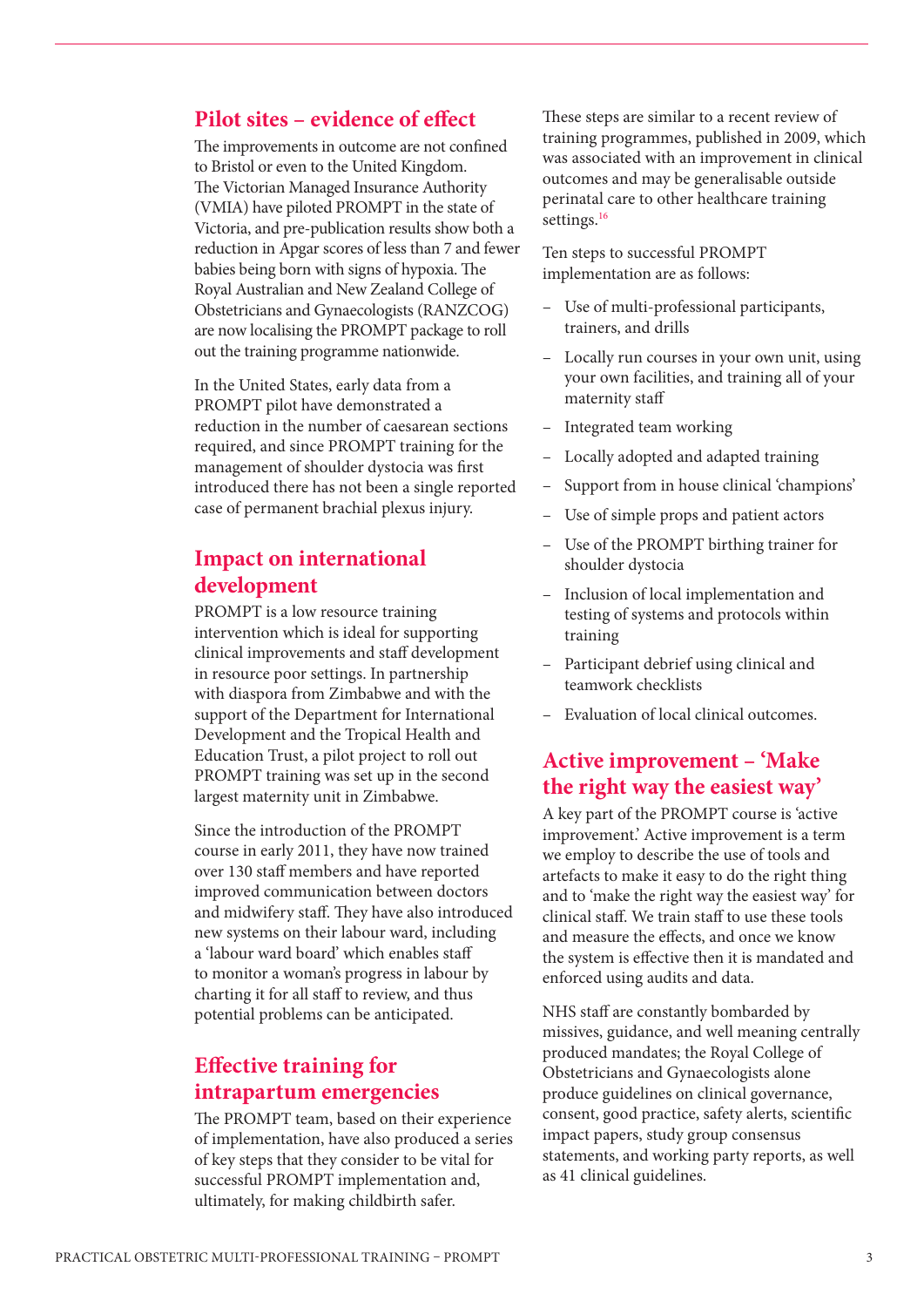## Pilot sites – evidence of effect

The improvements in outcome are not confined to Bristol or even to the United Kingdom. The Victorian Managed Insurance Authority (VMIA) have piloted PROMPT in the state of Victoria, and pre-publication results show both a reduction in Apgar scores of less than 7 and fewer babies being born with signs of hypoxia. The Royal Australian and New Zealand College of Obstetricians and Gynaecologists (RANZCOG) are now localising the PROMPT package to roll out the training programme nationwide.

In the United States, early data from a PROMPT pilot have demonstrated a reduction in the number of caesarean sections required, and since PROMPT training for the management of shoulder dystocia was first introduced there has not been a single reported case of permanent brachial plexus injury.

## Impact on international development

PROMPT is a low resource training intervention which is ideal for supporting clinical improvements and staff development in resource poor settings. In partnership with diaspora from Zimbabwe and with the support of the Department for International Development and the Tropical Health and Education Trust, a pilot project to roll out PROMPT training was set up in the second largest maternity unit in Zimbabwe.

Since the introduction of the PROMPT course in early 2011, they have now trained over 130 staff members and have reported improved communication between doctors and midwifery staff. They have also introduced new systems on their labour ward, including a 'labour ward board' which enables staff to monitor a woman's progress in labour by charting it for all staff to review, and thus potential problems can be anticipated.

## Effective training for intrapartum emergencies

The PROMPT team, based on their experience of implementation, have also produced a series of key steps that they consider to be vital for successful PROMPT implementation and, ultimately, for making childbirth safer.

These steps are similar to a recent review of training programmes, published in 2009, which was associated with an improvement in clinical outcomes and may be generalisable outside perinatal care to other healthcare training settings.[16]

Ten steps to successful PROMPT implementation are as follows:

- Use of multi-professional participants, trainers, and drills
- Locally run courses in your own unit, using your own facilities, and training all of your maternity staff
- Integrated team working
- Locally adopted and adapted training
- Support from in house clinical 'champions'
- Use of simple props and patient actors
- Use of the PROMPT birthing trainer for shoulder dystocia
- Inclusion of local implementation and testing of systems and protocols within training
- Participant debrief using clinical and teamwork checklists
- Evaluation of local clinical outcomes.

## Active improvement – 'Make the right way the easiest way'

A key part of the PROMPT course is 'active improvement.' Active improvement is a term we employ to describe the use of tools and artefacts to make it easy to do the right thing and to 'make the right way the easiest way' for clinical staff. We train staff to use these tools and measure the effects, and once we know the system is effective then it is mandated and enforced using audits and data.

NHS staff are constantly bombarded by missives, guidance, and well meaning centrally produced mandates; the Royal College of Obstetricians and Gynaecologists alone produce guidelines on clinical governance, consent, good practice, safety alerts, scientific impact papers, study group consensus statements, and working party reports, as well as 41 clinical guidelines.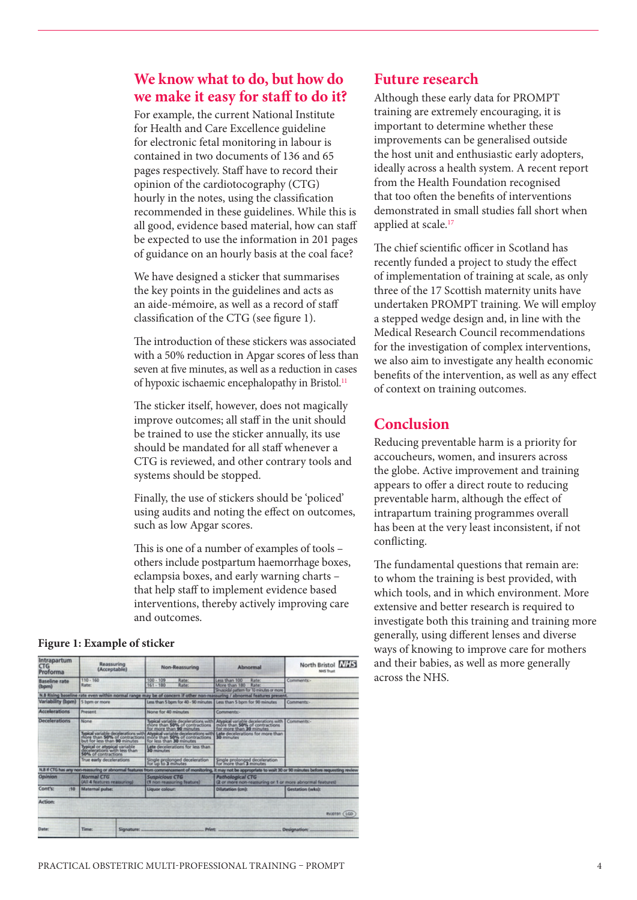## We know what to do, but how do we make it easy for staff to do it?

For example, the current National Institute for Health and Care Excellence guideline for electronic fetal monitoring in labour is contained in two documents of 136 and 65 pages respectively. Staff have to record their opinion of the cardiotocography (CTG) hourly in the notes, using the classification recommended in these guidelines. While this is all good, evidence based material, how can staff be expected to use the information in 201 pages of guidance on an hourly basis at the coal face?

We have designed a sticker that summarises the key points in the guidelines and acts as an aide-mémoire, as well as a record of staff classification of the CTG (see figure 1).

The introduction of these stickers was associated with a 50% reduction in Apgar scores of less than seven at five minutes, as well as a reduction in cases of hypoxic ischaemic encephalopathy in Bristol.[11]

The sticker itself, however, does not magically improve outcomes; all staff in the unit should be trained to use the sticker annually, its use should be mandated for all staff whenever a CTG is reviewed, and other contrary tools and systems should be stopped.

Finally, the use of stickers should be 'policed' using audits and noting the effect on outcomes, such as low Apgar scores.

This is one of a number of examples of tools – others include postpartum haemorrhage boxes, eclampsia boxes, and early warning charts – that help staff to implement evidence based interventions, thereby actively improving care and outcomes.

**Figure 1: Example of sticker**

| Intrapartum CTG Proforma | Reassuring (Acceptable) | Non-Reassuring | Abnormal | North Bristol NHS Trust |
|---|---|---|---|---|
| Baseline rate (bpm) | 110 - 160 Rate: | 100 - 109 Rate: 161 - 180 Rate: | Less than 100 Rate: More than 180 Rate: Sinusoidal pattern for 10 minutes or more | Comments:- |
| N.B Rising baseline rate even within normal range may be of concern if other non-reassuring / abnormal features present. | | | | |
| Variability (bpm) | 5 bpm or more | Less than 5 bpm for 40 - 90 minutes | Less than 5 bpm for 90 minutes | Comments:- |
| Accelerations | Present | None for 40 minutes | Comments:- | |
| Decelerations | None | Typical variable decelerations with more than 50% of contractions for more than 90 minutes | Atypical variable decelerations with more than 50% of contractions for more than 30 minutes | Comments:- |
| | Typical variable decelerations with more than 50% of contractions but for less than 90 minutes | Atypical variable decelerations with more than 50% of contractions for less than 30 minutes | Late decelerations for more than 30 minutes | |
| | Typical or atypical variable decelerations with less than 50% of contractions | Late decelerations for less than 30 minutes | | |
| | True early decelerations | Single prolonged deceleration for up to 3 minutes | Single prolonged deceleration for more than 3 minutes | |
| N.B If CTG has any non-reassuring or abnormal features from commencement of monitoring, it may not be appropriate to wait 30 or 90 minutes before requesting review | | | | |
| Opinion | Normal CTG (All 4 features reassuring) | Suspicious CTG (1 non reassuring feature) | Pathological CTG (2 or more non-reassuring or 1 or more abnormal features) | |
| Cont's: /10 | Maternal pulse: | Liquor colour: | Dilatation (cm): | Gestation (wks): |
| Action: | | | | |
| Date: | Time: | Signature: | Print: | Designation: |

## Future research

Although these early data for PROMPT training are extremely encouraging, it is important to determine whether these improvements can be generalised outside the host unit and enthusiastic early adopters, ideally across a health system. A recent report from the Health Foundation recognised that too often the benefits of interventions demonstrated in small studies fall short when applied at scale.[17]

The chief scientific officer in Scotland has recently funded a project to study the effect of implementation of training at scale, as only three of the 17 Scottish maternity units have undertaken PROMPT training. We will employ a stepped wedge design and, in line with the Medical Research Council recommendations for the investigation of complex interventions, we also aim to investigate any health economic benefits of the intervention, as well as any effect of context on training outcomes.

## Conclusion

Reducing preventable harm is a priority for accoucheurs, women, and insurers across the globe. Active improvement and training appears to offer a direct route to reducing preventable harm, although the effect of intrapartum training programmes overall has been at the very least inconsistent, if not conflicting.

The fundamental questions that remain are: to whom the training is best provided, with which tools, and in which environment. More extensive and better research is required to investigate both this training and training more generally, using different lenses and diverse ways of knowing to improve care for mothers and their babies, as well as more generally across the NHS.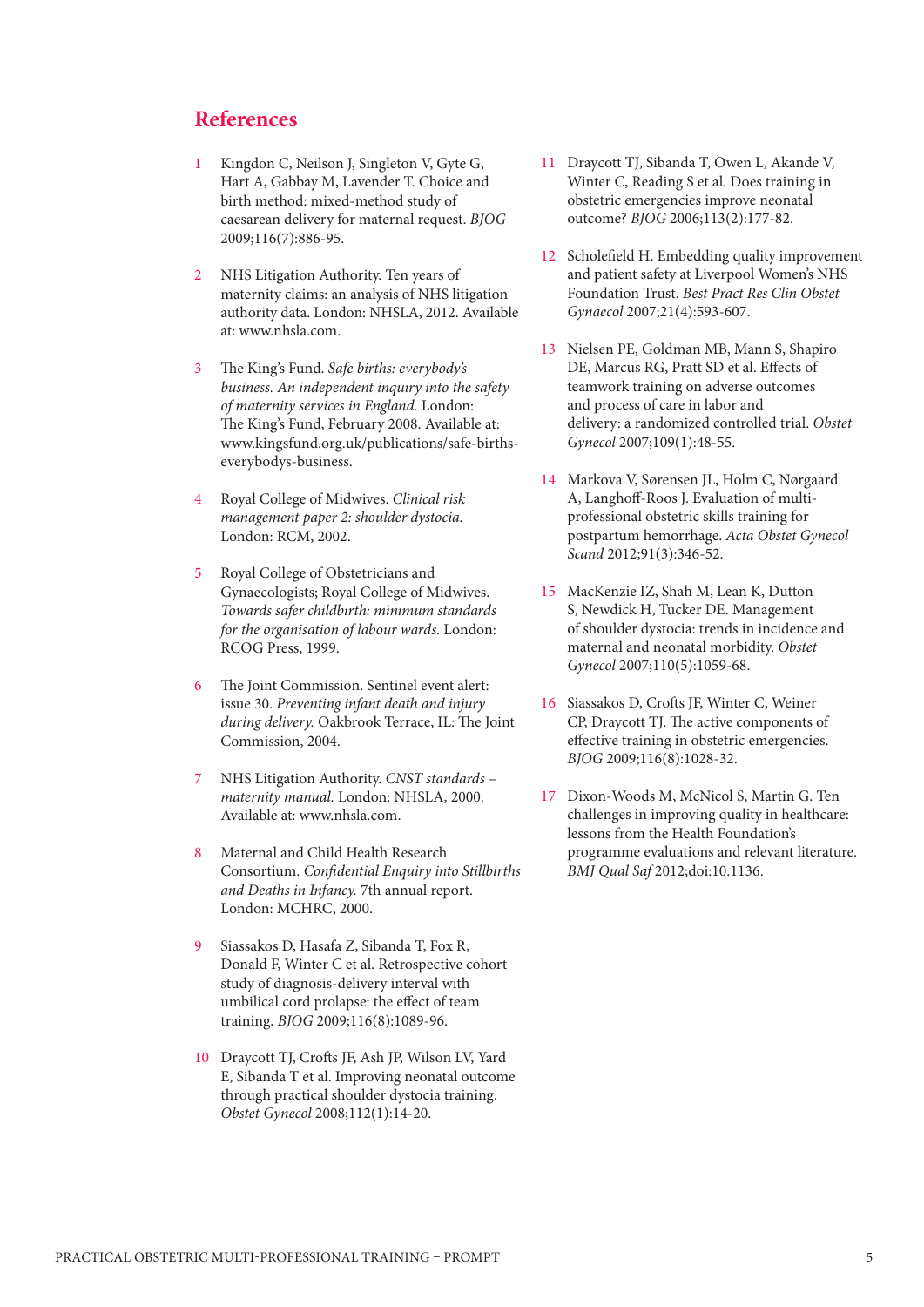## References

1. Kingdon C, Neilson J, Singleton V, Gyte G, Hart A, Gabbay M, Lavender T. Choice and birth method: mixed-method study of caesarean delivery for maternal request. *BJOG* 2009;116(7):886-95.

2. NHS Litigation Authority. Ten years of maternity claims: an analysis of NHS litigation authority data. London: NHSLA, 2012. Available at: www.nhsla.com.

3. The King's Fund. *Safe births: everybody's business. An independent inquiry into the safety of maternity services in England.* London: The King's Fund, February 2008. Available at: www.kingsfund.org.uk/publications/safe-births-everybodys-business.

4. Royal College of Midwives. *Clinical risk management paper 2: shoulder dystocia.* London: RCM, 2002.

5. Royal College of Obstetricians and Gynaecologists; Royal College of Midwives. *Towards safer childbirth: minimum standards for the organisation of labour wards.* London: RCOG Press, 1999.

6. The Joint Commission. Sentinel event alert: issue 30. *Preventing infant death and injury during delivery.* Oakbrook Terrace, IL: The Joint Commission, 2004.

7. NHS Litigation Authority. *CNST standards – maternity manual.* London: NHSLA, 2000. Available at: www.nhsla.com.

8. Maternal and Child Health Research Consortium. *Confidential Enquiry into Stillbirths and Deaths in Infancy.* 7th annual report. London: MCHRC, 2000.

9. Siassakos D, Hasafa Z, Sibanda T, Fox R, Donald F, Winter C et al. Retrospective cohort study of diagnosis-delivery interval with umbilical cord prolapse: the effect of team training. *BJOG* 2009;116(8):1089-96.

10. Draycott TJ, Crofts JF, Ash JP, Wilson LV, Yard E, Sibanda T et al. Improving neonatal outcome through practical shoulder dystocia training. *Obstet Gynecol* 2008;112(1):14-20.

11. Draycott TJ, Sibanda T, Owen L, Akande V, Winter C, Reading S et al. Does training in obstetric emergencies improve neonatal outcome? *BJOG* 2006;113(2):177-82.

12. Scholefield H. Embedding quality improvement and patient safety at Liverpool Women's NHS Foundation Trust. *Best Pract Res Clin Obstet Gynaecol* 2007;21(4):593-607.

13. Nielsen PE, Goldman MB, Mann S, Shapiro DE, Marcus RG, Pratt SD et al. Effects of teamwork training on adverse outcomes and process of care in labor and delivery: a randomized controlled trial. *Obstet Gynecol* 2007;109(1):48-55.

14. Markova V, Sørensen JL, Holm C, Nørgaard A, Langhoff-Roos J. Evaluation of multi-professional obstetric skills training for postpartum hemorrhage. *Acta Obstet Gynecol Scand* 2012;91(3):346-52.

15. MacKenzie IZ, Shah M, Lean K, Dutton S, Newdick H, Tucker DE. Management of shoulder dystocia: trends in incidence and maternal and neonatal morbidity. *Obstet Gynecol* 2007;110(5):1059-68.

16. Siassakos D, Crofts JF, Winter C, Weiner CP, Draycott TJ. The active components of effective training in obstetric emergencies. *BJOG* 2009;116(8):1028-32.

17. Dixon-Woods M, McNicol S, Martin G. Ten challenges in improving quality in healthcare: lessons from the Health Foundation's programme evaluations and relevant literature. *BMJ Qual Saf* 2012;doi:10.1136.